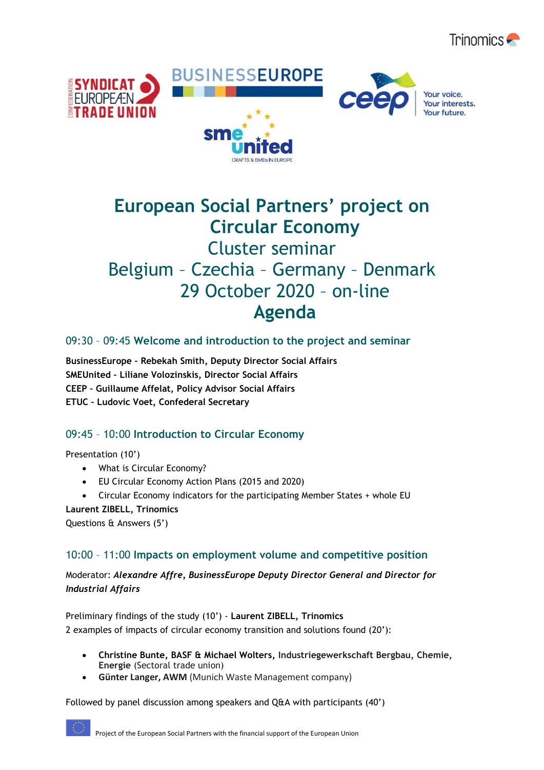# European Social Partners' project on Circular Economy

## Cluster seminar

## Belgium – Czechia – Germany – Denmark

## 29 October 2020 – on-line

# Agenda

### 09:30 – 09:45 Welcome and introduction to the project and seminar

**BusinessEurope – Rebekah Smith, Deputy Director Social Affairs**
**SMEUnited – Liliane Volozinskis, Director Social Affairs**
**CEEP – Guillaume Affelat, Policy Advisor Social Affairs**
**ETUC – Ludovic Voet, Confederal Secretary**

### 09:45 – 10:00 Introduction to Circular Economy

Presentation (10')

- What is Circular Economy?
- EU Circular Economy Action Plans (2015 and 2020)
- Circular Economy indicators for the participating Member States + whole EU

**Laurent ZIBELL, Trinomics**
Questions & Answers (5')

### 10:00 – 11:00 Impacts on employment volume and competitive position

Moderator: ***Alexandre Affre, BusinessEurope Deputy Director General and Director for Industrial Affairs***

Preliminary findings of the study (10') - **Laurent ZIBELL, Trinomics**
2 examples of impacts of circular economy transition and solutions found (20'):

- **Christine Bunte, BASF & Michael Wolters, Industriegewerkschaft Bergbau, Chemie, Energie** (Sectoral trade union)
- **Günter Langer, AWM** (Munich Waste Management company)

Followed by panel discussion among speakers and Q&A with participants (40')

Project of the European Social Partners with the financial support of the European Union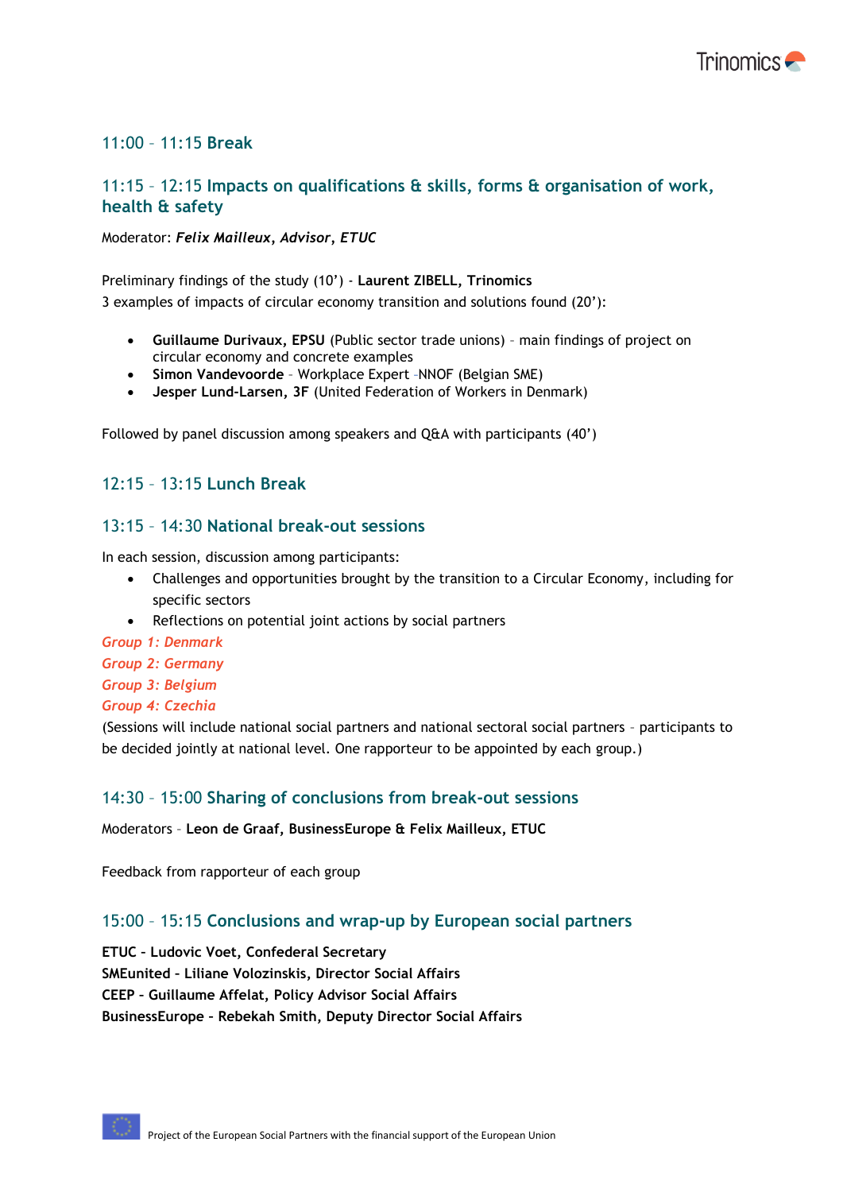## 11:00 – 11:15 Break

## 11:15 – 12:15 Impacts on qualifications & skills, forms & organisation of work, health & safety

Moderator: ***Felix Mailleux, Advisor, ETUC***

Preliminary findings of the study (10') - **Laurent ZIBELL, Trinomics**
3 examples of impacts of circular economy transition and solutions found (20'):

- **Guillaume Durivaux, EPSU** (Public sector trade unions) – main findings of project on circular economy and concrete examples
- **Simon Vandevoorde** – Workplace Expert -NNOF (Belgian SME)
- **Jesper Lund-Larsen, 3F** (United Federation of Workers in Denmark)

Followed by panel discussion among speakers and Q&A with participants (40')

## 12:15 – 13:15 Lunch Break

## 13:15 – 14:30 National break-out sessions

In each session, discussion among participants:

- Challenges and opportunities brought by the transition to a Circular Economy, including for specific sectors
- Reflections on potential joint actions by social partners

*Group 1: Denmark*
*Group 2: Germany*
*Group 3: Belgium*
*Group 4: Czechia*

(Sessions will include national social partners and national sectoral social partners – participants to be decided jointly at national level. One rapporteur to be appointed by each group.)

## 14:30 – 15:00 Sharing of conclusions from break-out sessions

Moderators – **Leon de Graaf, BusinessEurope & Felix Mailleux, ETUC**

Feedback from rapporteur of each group

## 15:00 – 15:15 Conclusions and wrap-up by European social partners

**ETUC - Ludovic Voet, Confederal Secretary**
**SMEunited - Liliane Volozinskis, Director Social Affairs**
**CEEP - Guillaume Affelat, Policy Advisor Social Affairs**
**BusinessEurope - Rebekah Smith, Deputy Director Social Affairs**

Project of the European Social Partners with the financial support of the European Union